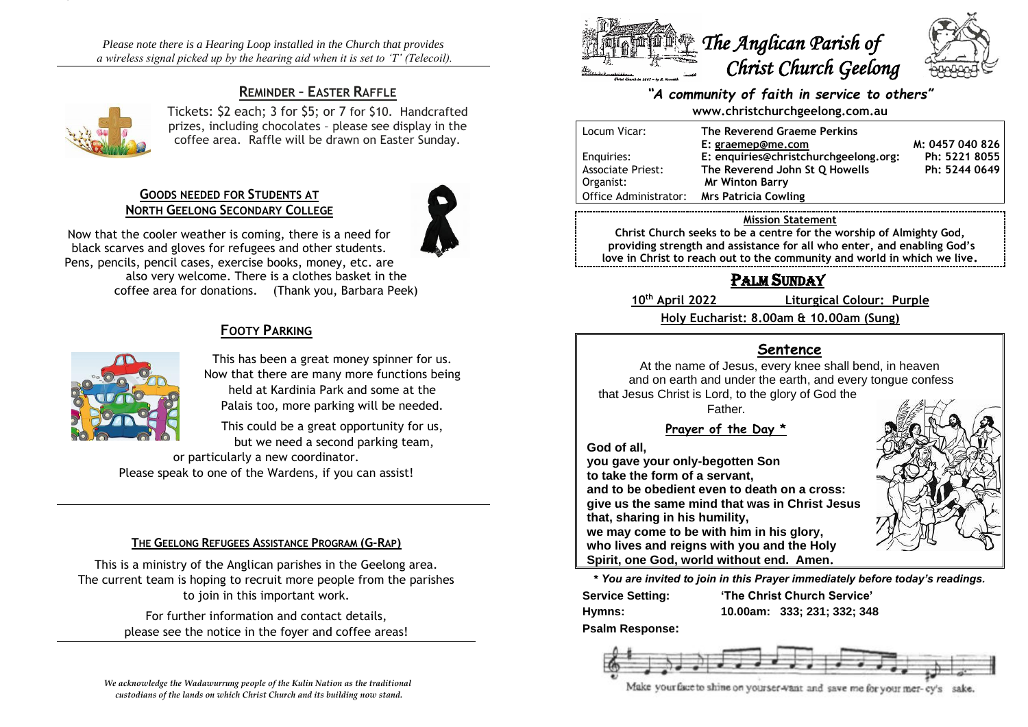*Please note there is a Hearing Loop installed in the Church that provides a wireless signal picked up by the hearing aid when it is set to 'T' (Telecoil).*

## REMINDER – EASTER RAFFLE

Tickets: $2 each; 3 for $5; or 7 for $10. Handcrafted prizes, including chocolates – please see display in the coffee area. Raffle will be drawn on Easter Sunday.

## GOODS NEEDED FOR STUDENTS AT NORTH GEELONG SECONDARY COLLEGE

Now that the cooler weather is coming, there is a need for black scarves and gloves for refugees and other students. Pens, pencils, pencil cases, exercise books, money, etc. are also very welcome. There is a clothes basket in the coffee area for donations. (Thank you, Barbara Peek)

## FOOTY PARKING

This has been a great money spinner for us. Now that there are many more functions being held at Kardinia Park and some at the Palais too, more parking will be needed.

This could be a great opportunity for us, but we need a second parking team, or particularly a new coordinator.

Please speak to one of the Wardens, if you can assist!

## THE GEELONG REFUGEES ASSISTANCE PROGRAM (G-RAP)

This is a ministry of the Anglican parishes in the Geelong area. The current team is hoping to recruit more people from the parishes to join in this important work.

For further information and contact details, please see the notice in the foyer and coffee areas!

*We acknowledge the Wadawurrung people of the Kulin Nation as the traditional custodians of the lands on which Christ Church and its building now stand.*

# The Anglican Parish of Christ Church Geelong

***"A community of faith in service to others"***

**www.christchurchgeelong.com.au**

| | | |
|---|---|---|
| Locum Vicar: | **The Reverend Graeme Perkins** | |
| | **E: graemep@me.com** | **M: 0457 040 826** |
| Enquiries: | **E: enquiries@christchurchgeelong.org:** | **Ph: 5221 8055** |
| Associate Priest: | **The Reverend John St Q Howells** | **Ph: 5244 0649** |
| Organist: | **Mr Winton Barry** | |
| Office Administrator: | **Mrs Patricia Cowling** | |

**Mission Statement**

**Christ Church seeks to be a centre for the worship of Almighty God, providing strength and assistance for all who enter, and enabling God's love in Christ to reach out to the community and world in which we live.**

## PALM SUNDAY

**10th April 2022** **Liturgical Colour: Purple**

**Holy Eucharist: 8.00am & 10.00am (Sung)**

### Sentence

At the name of Jesus, every knee shall bend, in heaven and on earth and under the earth, and every tongue confess that Jesus Christ is Lord, to the glory of God the Father.

### Prayer of the Day *

**God of all,**
**you gave your only-begotten Son**
**to take the form of a servant,**
**and to be obedient even to death on a cross:**
**give us the same mind that was in Christ Jesus**
**that, sharing in his humility,**
**we may come to be with him in his glory,**
**who lives and reigns with you and the Holy Spirit, one God, world without end. Amen.**

***\* You are invited to join in this Prayer immediately before today's readings.***

**Service Setting:** **'The Christ Church Service'**

**Hymns:** **10.00am: 333; 231; 332; 348**

**Psalm Response:**

Make your face to shine on your ser-vant and save me for your mer-cy's sake.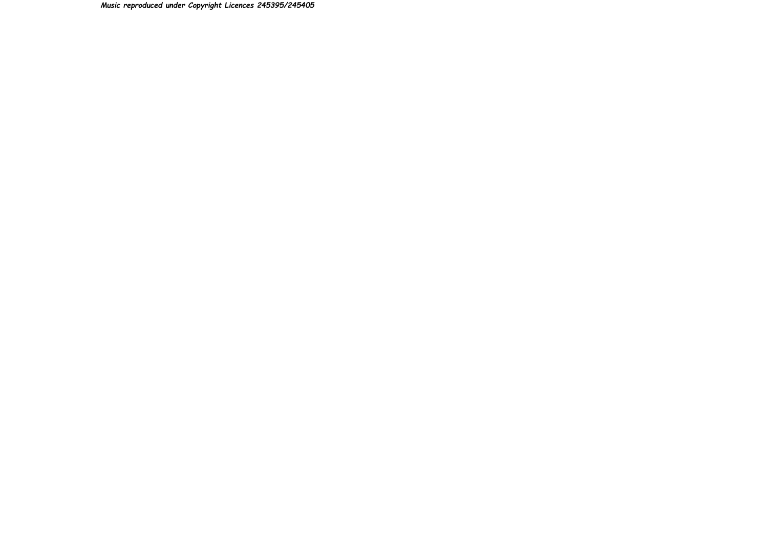*Music reproduced under Copyright Licences 245395/245405*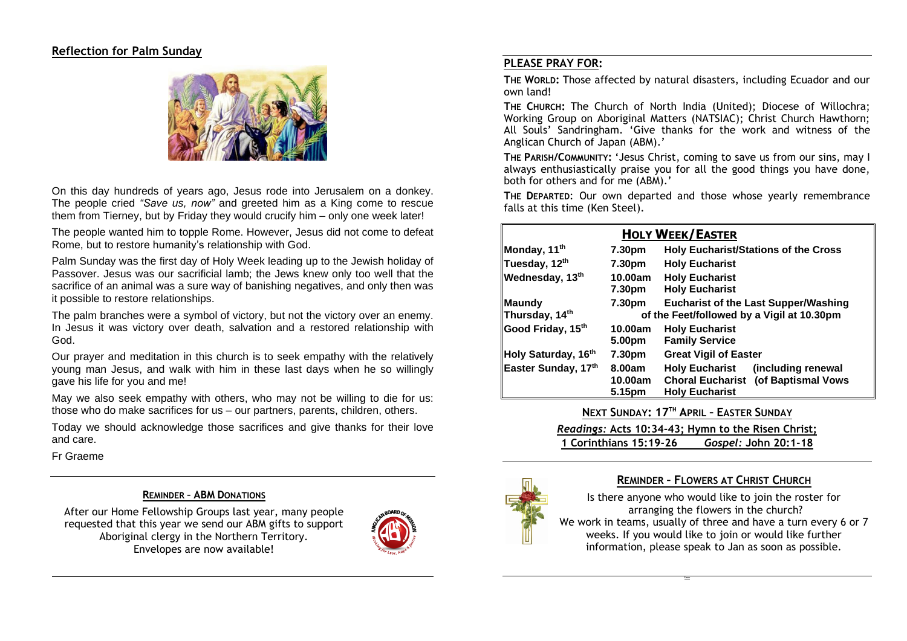## Reflection for Palm Sunday

On this day hundreds of years ago, Jesus rode into Jerusalem on a donkey. The people cried *"Save us, now"* and greeted him as a King come to rescue them from Tierney, but by Friday they would crucify him – only one week later!

The people wanted him to topple Rome. However, Jesus did not come to defeat Rome, but to restore humanity's relationship with God.

Palm Sunday was the first day of Holy Week leading up to the Jewish holiday of Passover. Jesus was our sacrificial lamb; the Jews knew only too well that the sacrifice of an animal was a sure way of banishing negatives, and only then was it possible to restore relationships.

The palm branches were a symbol of victory, but not the victory over an enemy. In Jesus it was victory over death, salvation and a restored relationship with God.

Our prayer and meditation in this church is to seek empathy with the relatively young man Jesus, and walk with him in these last days when he so willingly gave his life for you and me!

May we also seek empathy with others, who may not be willing to die for us: those who do make sacrifices for us – our partners, parents, children, others.

Today we should acknowledge those sacrifices and give thanks for their love and care.

Fr Graeme

### Reminder – ABM Donations

After our Home Fellowship Groups last year, many people requested that this year we send our ABM gifts to support Aboriginal clergy in the Northern Territory.
Envelopes are now available!

## PLEASE PRAY FOR:

**THE WORLD:** Those affected by natural disasters, including Ecuador and our own land!

**THE CHURCH:** The Church of North India (United); Diocese of Willochra; Working Group on Aboriginal Matters (NATSIAC); Christ Church Hawthorn; All Souls' Sandringham. 'Give thanks for the work and witness of the Anglican Church of Japan (ABM).'

**THE PARISH/COMMUNITY:** 'Jesus Christ, coming to save us from our sins, may I always enthusiastically praise you for all the good things you have done, both for others and for me (ABM).'

**THE DEPARTED:** Our own departed and those whose yearly remembrance falls at this time (Ken Steel).

### Holy Week/Easter

| | | |
|---|---|---|
| **Monday, 11th** | **7.30pm** | **Holy Eucharist/Stations of the Cross** |
| **Tuesday, 12th** | **7.30pm** | **Holy Eucharist** |
| **Wednesday, 13th** | **10.00am**<br>**7.30pm** | **Holy Eucharist**<br>**Holy Eucharist** |
| **Maundy Thursday, 14th** | **7.30pm** | **Eucharist of the Last Supper/Washing of the Feet/followed by a Vigil at 10.30pm** |
| **Good Friday, 15th** | **10.00am**<br>**5.00pm** | **Holy Eucharist**<br>**Family Service** |
| **Holy Saturday, 16th** | **7.30pm** | **Great Vigil of Easter** |
| **Easter Sunday, 17th** | **8.00am**<br>**10.00am**<br>**5.15pm** | **Holy Eucharist (including renewal**<br>**Choral Eucharist (of Baptismal Vows**<br>**Holy Eucharist** |

### Next Sunday: 17th April – Easter Sunday

***Readings:* Acts 10:34-43; Hymn to the Risen Christ; 1 Corinthians 15:19-26** ***Gospel:* John 20:1-18**

### Reminder – Flowers at Christ Church

Is there anyone who would like to join the roster for arranging the flowers in the church?
We work in teams, usually of three and have a turn every 6 or 7 weeks. If you would like to join or would like further information, please speak to Jan as soon as possible.